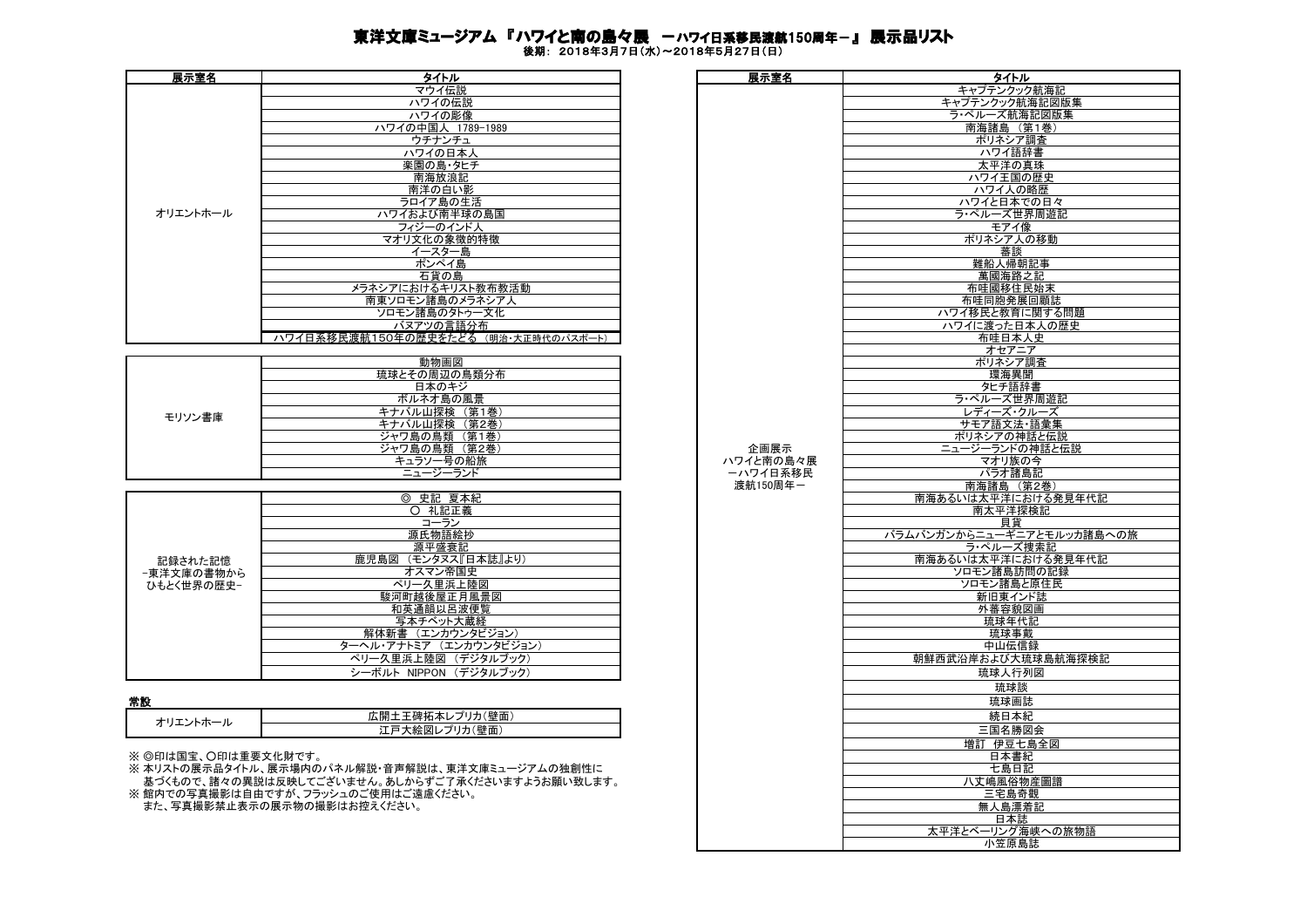# 東洋文庫ミュージアム 『ハワイと南の島々展　ーハワイ日系移民渡航150周年ー』 展示品リスト

後期： 2018年3月7日(水)～2018年5月27日(日)

| 展示室名 | タイトル |
|---|---|
| オリエントホール | マウイ伝説 |
| | ハワイの伝説 |
| | ハワイの影像 |
| | ハワイの中国人 1789-1989 |
| | ウチナンチュ |
| | ハワイの日本人 |
| | 楽園の島・タヒチ |
| | 南海放浪記 |
| | 南洋の白い影 |
| | ラロイア島の生活 |
| | ハワイおよび南半球の島国 |
| | フィジーのインド人 |
| | マオリ文化の象徴的特徴 |
| | イースター島 |
| | ポンペイ島 |
| | 石貨の島 |
| | メラネシアにおけるキリスト教布教活動 |
| | 南東ソロモン諸島のメラネシア人 |
| | ソロモン諸島のタトゥー文化 |
| | バヌアツの言語分布 |
| | ハワイ日系移民渡航150年の歴史をたどる （明治・大正時代のパスポート） |

| 展示室名 | タイトル |
|---|---|
| モリソン書庫 | 動物画図 |
| | 琉球とその周辺の鳥類分布 |
| | 日本のキジ |
| | ボルネオ島の風景 |
| | キナバル山探検 （第1巻） |
| | キナバル山探検 （第2巻） |
| | ジャワ島の鳥類 （第1巻） |
| | ジャワ島の鳥類 （第2巻） |
| | キュラソー号の船旅 |
| | ニュージーランド |

| 展示室名 | タイトル |
|---|---|
| 記録された記憶 -東洋文庫の書物から ひもとく世界の歴史- | ◎ 史記 夏本紀 |
| | ○ 礼記正義 |
| | コーラン |
| | 源氏物語絵抄 |
| | 源平盛衰記 |
| | 鹿児島図 （モンタヌス『日本誌』より） |
| | オスマン帝国史 |
| | ペリー久里浜上陸図 |
| | 駿河町越後屋正月風景図 |
| | 和英通韻以呂波便覧 |
| | 写本チベット大蔵経 |
| | 解体新書 （エンカウンタビジョン） |
| | ターヘル・アナトミア （エンカウンタビジョン） |
| | ペリー久里浜上陸図 （デジタルブック） |
| | シーボルト NIPPON （デジタルブック） |

**常設**

| 展示室名 | タイトル |
|---|---|
| オリエントホール | 広開土王碑拓本レプリカ(壁面) |
| | 江戸大絵図レプリカ(壁面) |

※ ◎印は国宝、○印は重要文化財です。
※ 本リストの展示品タイトル、展示場内のパネル解説・音声解説は、東洋文庫ミュージアムの独創性に基づくもので、諸々の異説は反映してございません。あしからずご了承くださいますようお願い致します。
※ 館内での写真撮影は自由ですが、フラッシュのご使用はご遠慮ください。
また、写真撮影禁止表示の展示物の撮影はお控えください。

| 展示室名 | タイトル |
|---|---|
| 企画展示 ハワイと南の島々展 ーハワイ日系移民 渡航150周年ー | キャプテンクック航海記 |
| | キャプテンクック航海記図版集 |
| | ラ・ペルーズ航海記図版集 |
| | 南海諸島 （第1巻） |
| | ポリネシア調査 |
| | ハワイ語辞書 |
| | 太平洋の真珠 |
| | ハワイ王国の歴史 |
| | ハワイ人の略歴 |
| | ハワイと日本での日々 |
| | ラ・ペルーズ世界周遊記 |
| | モアイ像 |
| | ポリネシア人の移動 |
| | 蕃談 |
| | 難船人帰朝記事 |
| | 萬國海路之記 |
| | 布哇國移住民始末 |
| | 布哇同胞発展回顧誌 |
| | ハワイ移民と教育に関する問題 |
| | ハワイに渡った日本人の歴史 |
| | 布哇日本人史 |
| | オセアニア |
| | ポリネシア調査 |
| | 環海異聞 |
| | タヒチ語辞書 |
| | ラ・ペルーズ世界周遊記 |
| | レディーズ・クルーズ |
| | サモア語文法・語彙集 |
| | ポリネシアの神話と伝説 |
| | ニュージーランドの神話と伝説 |
| | マオリ族の今 |
| | パラオ諸島記 |
| | 南海諸島 （第2巻） |
| | 南海あるいは太平洋における発見年代記 |
| | 南太平洋探検記 |
| | 貝貨 |
| | バラムバンガンからニューギニアとモルッカ諸島への旅 |
| | ラ・ペルーズ捜索記 |
| | 南海あるいは太平洋における発見年代記 |
| | ソロモン諸島訪問の記録 |
| | ソロモン諸島と原住民 |
| | 新旧東インド誌 |
| | 外蕃容貌図画 |
| | 琉球年代記 |
| | 琉球事載 |
| | 中山伝信録 |
| | 朝鮮西武沿岸および大琉球島航海探検記 |
| | 琉球人行列図 |
| | 琉球談 |
| | 琉球画誌 |
| | 続日本紀 |
| | 三国名勝図会 |
| | 増訂 伊豆七島全図 |
| | 日本書紀 |
| | 七島日記 |
| | 八丈嶋風俗物産圖譜 |
| | 三宅島奇観 |
| | 無人島漂着記 |
| | 日本誌 |
| | 太平洋とベーリング海峡への旅物語 |
| | 小笠原島誌 |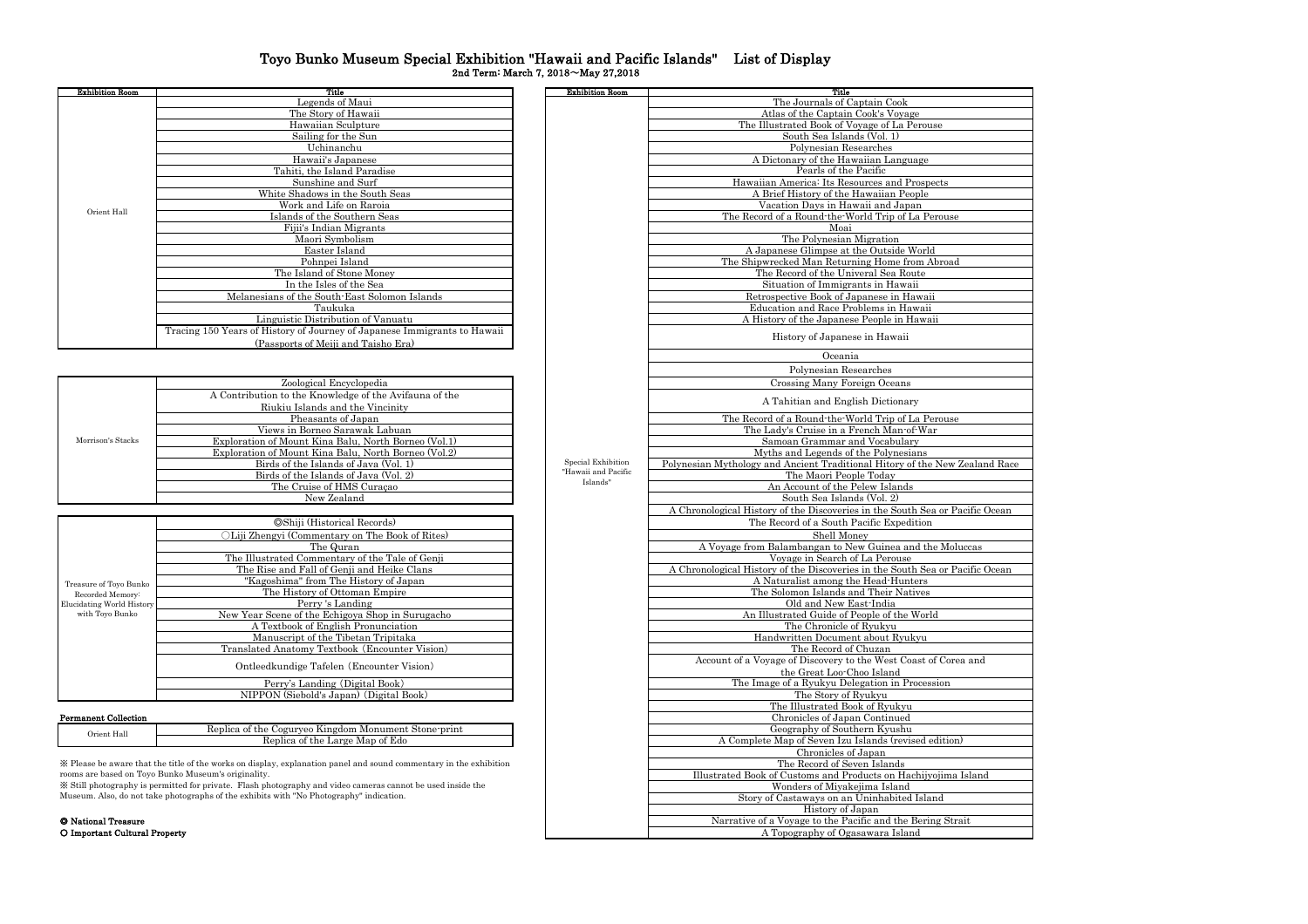# Toyo Bunko Museum Special Exhibition "Hawaii and Pacific Islands"　List of Display

**2nd Term: March 7, 2018～May 27,2018**

| Exhibition Room | Title |
|---|---|
| Orient Hall | Legends of Maui |
| | The Story of Hawaii |
| | Hawaiian Sculpture |
| | Sailing for the Sun |
| | Uchinanchu |
| | Hawaii's Japanese |
| | Tahiti, the Island Paradise |
| | Sunshine and Surf |
| | White Shadows in the South Seas |
| | Work and Life on Raroia |
| | Islands of the Southern Seas |
| | Fijii's Indian Migrants |
| | Maori Symbolism |
| | Easter Island |
| | Pohnpei Island |
| | The Island of Stone Money |
| | In the Isles of the Sea |
| | Melanesians of the South-East Solomon Islands |
| | Taukuka |
| | Linguistic Distribution of Vanuatu |
| | Tracing 150 Years of History of Journey of Japanese Immigrants to Hawaii (Passports of Meiji and Taisho Era) |

| | |
|---|---|
| Morrison's Stacks | Zoological Encyclopedia |
| | A Contribution to the Knowledge of the Avifauna of the Riukiu Islands and the Vincinity |
| | Pheasants of Japan |
| | Views in Borneo Sarawak Labuan |
| | Exploration of Mount Kina Balu, North Borneo (Vol.1) |
| | Exploration of Mount Kina Balu, North Borneo (Vol.2) |
| | Birds of the Islands of Java (Vol. 1) |
| | Birds of the Islands of Java (Vol. 2) |
| | The Cruise of HMS Curaçao |
| | New Zealand |

| | |
|---|---|
| Treasure of Toyo Bunko Recorded Memory: Elucidating World History with Toyo Bunko | ◎Shiji (Historical Records) |
| | ○Liji Zhengyi (Commentary on The Book of Rites) |
| | The Quran |
| | The Illustrated Commentary of the Tale of Genji |
| | The Rise and Fall of Genji and Heike Clans |
| | "Kagoshima" from The History of Japan |
| | The History of Ottoman Empire |
| | Perry 's Landing |
| | New Year Scene of the Echigoya Shop in Surugacho |
| | A Textbook of English Pronunciation |
| | Manuscript of the Tibetan Tripitaka |
| | Translated Anatomy Textbook（Encounter Vision） |
| | Ontleedkundige Tafelen（Encounter Vision） |
| | Perry's Landing（Digital Book） |
| | NIPPON (Siebold's Japan)（Digital Book） |

**Permanent Collection**

| | |
|---|---|
| Orient Hall | Replica of the Coguryeo Kingdom Monument Stone-print |
| | Replica of the Large Map of Edo |

※ Please be aware that the title of the works on display, explanation panel and sound commentary in the exhibition rooms are based on Toyo Bunko Museum's originality.

※ Still photography is permitted for private. Flash photography and video cameras cannot be used inside the Museum. Also, do not take photographs of the exhibits with "No Photography" indication.

**◎ National Treasure**

**○ Important Cultural Property**

| Exhibition Room | Title |
|---|---|
| Special Exhibition "Hawaii and Pacific Islands" | The Journals of Captain Cook |
| | Atlas of the Captain Cook's Voyage |
| | The Illustrated Book of Voyage of La Perouse |
| | South Sea Islands (Vol. 1) |
| | Polynesian Researches |
| | A Dictonary of the Hawaiian Language |
| | Pearls of the Pacific |
| | Hawaiian America: Its Resources and Prospects |
| | A Brief History of the Hawaiian People |
| | Vacation Days in Hawaii and Japan |
| | The Record of a Round-the-World Trip of La Perouse |
| | Moai |
| | The Polynesian Migration |
| | A Japanese Glimpse at the Outside World |
| | The Shipwrecked Man Returning Home from Abroad |
| | The Record of the Univeral Sea Route |
| | Situation of Immigrants in Hawaii |
| | Retrospective Book of Japanese in Hawaii |
| | Education and Race Problems in Hawaii |
| | A History of the Japanese People in Hawaii |
| | History of Japanese in Hawaii |
| | Oceania |
| | Polynesian Researches |
| | Crossing Many Foreign Oceans |
| | A Tahitian and English Dictionary |
| | The Record of a Round-the-World Trip of La Perouse |
| | The Lady's Cruise in a French Man-of-War |
| | Samoan Grammar and Vocabulary |
| | Myths and Legends of the Polynesians |
| | Polynesian Mythology and Ancient Traditional Hitory of the New Zealand Race |
| | The Maori People Today |
| | An Account of the Pelew Islands |
| | South Sea Islands (Vol. 2) |
| | A Chronological History of the Discoveries in the South Sea or Pacific Ocean |
| | The Record of a South Pacific Expedition |
| | Shell Money |
| | A Voyage from Balambangan to New Guinea and the Moluccas |
| | Voyage in Search of La Perouse |
| | A Chronological History of the Discoveries in the South Sea or Pacific Ocean |
| | A Naturalist among the Head-Hunters |
| | The Solomon Islands and Their Natives |
| | Old and New East-India |
| | An Illustrated Guide of People of the World |
| | The Chronicle of Ryukyu |
| | Handwritten Document about Ryukyu |
| | The Record of Chuzan |
| | Account of a Voyage of Discovery to the West Coast of Corea and the Great Loo-Choo Island |
| | The Image of a Ryukyu Delegation in Procession |
| | The Story of Ryukyu |
| | The Illustrated Book of Ryukyu |
| | Chronicles of Japan Continued |
| | Geography of Southern Kyushu |
| | A Complete Map of Seven Izu Islands (revised edition) |
| | Chronicles of Japan |
| | The Record of Seven Islands |
| | Illustrated Book of Customs and Products on Hachijyojima Island |
| | Wonders of Miyakejima Island |
| | Story of Castaways on an Uninhabited Island |
| | History of Japan |
| | Narrative of a Voyage to the Pacific and the Bering Strait |
| | A Topography of Ogasawara Island |